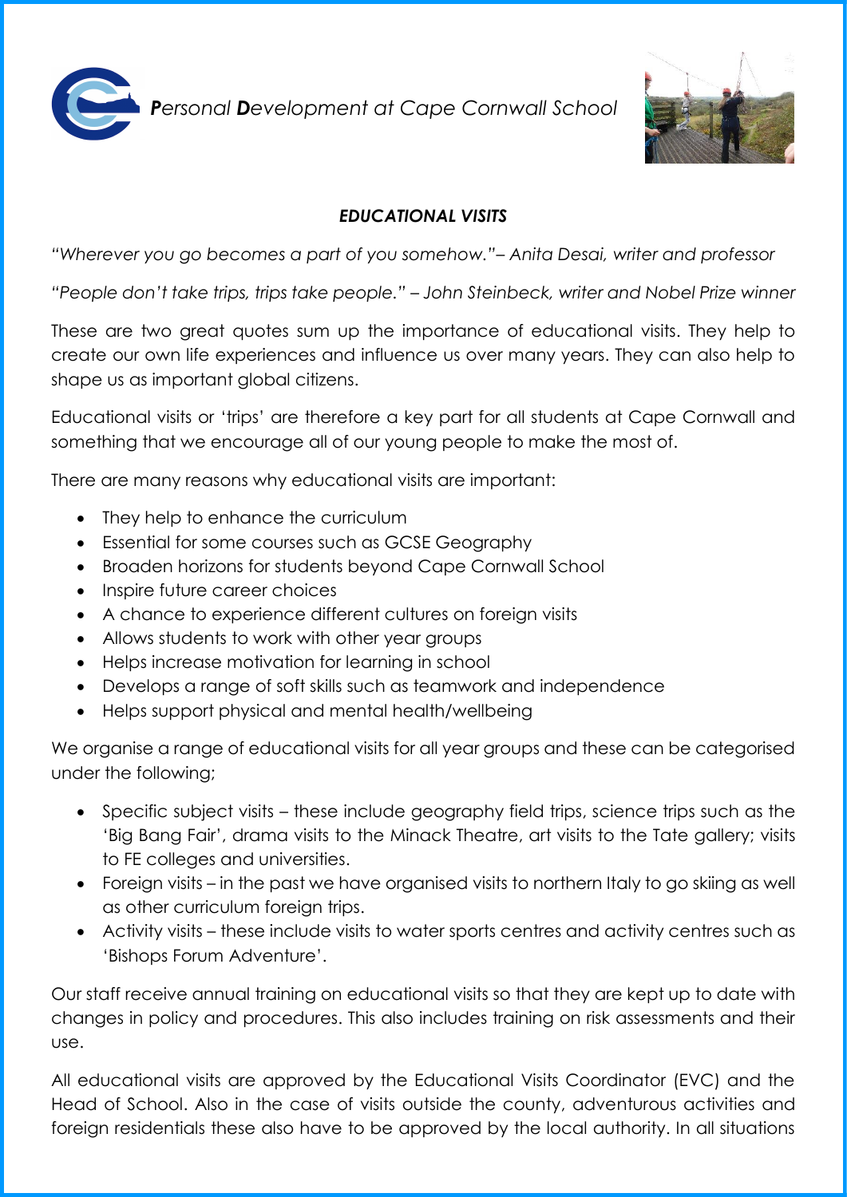*<b>P</b>ersonal <b>D</b>evelopment at Cape Cornwall School*

## *EDUCATIONAL VISITS*

*"Wherever you go becomes a part of you somehow."– Anita Desai, writer and professor*

*"People don't take trips, trips take people." – John Steinbeck, writer and Nobel Prize winner*

These are two great quotes sum up the importance of educational visits. They help to create our own life experiences and influence us over many years. They can also help to shape us as important global citizens.

Educational visits or 'trips' are therefore a key part for all students at Cape Cornwall and something that we encourage all of our young people to make the most of.

There are many reasons why educational visits are important:

- They help to enhance the curriculum
- Essential for some courses such as GCSE Geography
- Broaden horizons for students beyond Cape Cornwall School
- Inspire future career choices
- A chance to experience different cultures on foreign visits
- Allows students to work with other year groups
- Helps increase motivation for learning in school
- Develops a range of soft skills such as teamwork and independence
- Helps support physical and mental health/wellbeing

We organise a range of educational visits for all year groups and these can be categorised under the following;

- Specific subject visits – these include geography field trips, science trips such as the 'Big Bang Fair', drama visits to the Minack Theatre, art visits to the Tate gallery; visits to FE colleges and universities.
- Foreign visits – in the past we have organised visits to northern Italy to go skiing as well as other curriculum foreign trips.
- Activity visits – these include visits to water sports centres and activity centres such as 'Bishops Forum Adventure'.

Our staff receive annual training on educational visits so that they are kept up to date with changes in policy and procedures. This also includes training on risk assessments and their use.

All educational visits are approved by the Educational Visits Coordinator (EVC) and the Head of School. Also in the case of visits outside the county, adventurous activities and foreign residentials these also have to be approved by the local authority. In all situations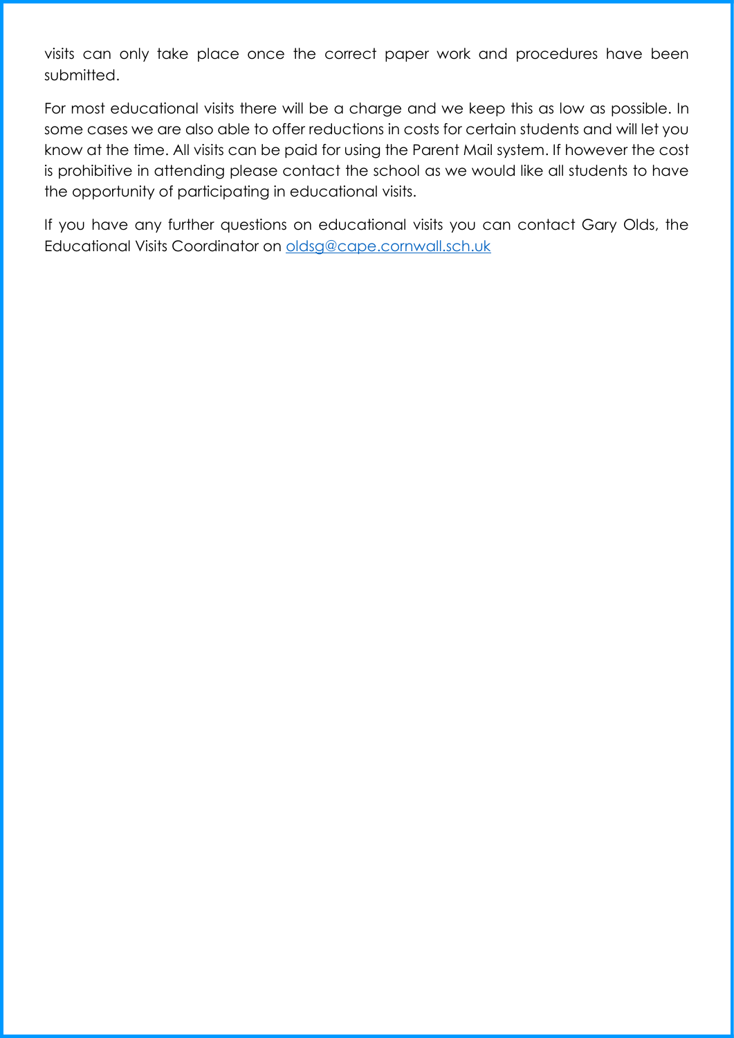visits can only take place once the correct paper work and procedures have been submitted.

For most educational visits there will be a charge and we keep this as low as possible. In some cases we are also able to offer reductions in costs for certain students and will let you know at the time. All visits can be paid for using the Parent Mail system. If however the cost is prohibitive in attending please contact the school as we would like all students to have the opportunity of participating in educational visits.

If you have any further questions on educational visits you can contact Gary Olds, the Educational Visits Coordinator on [oldsg@cape.cornwall.sch.uk](mailto:oldsg@cape.cornwall.sch.uk)